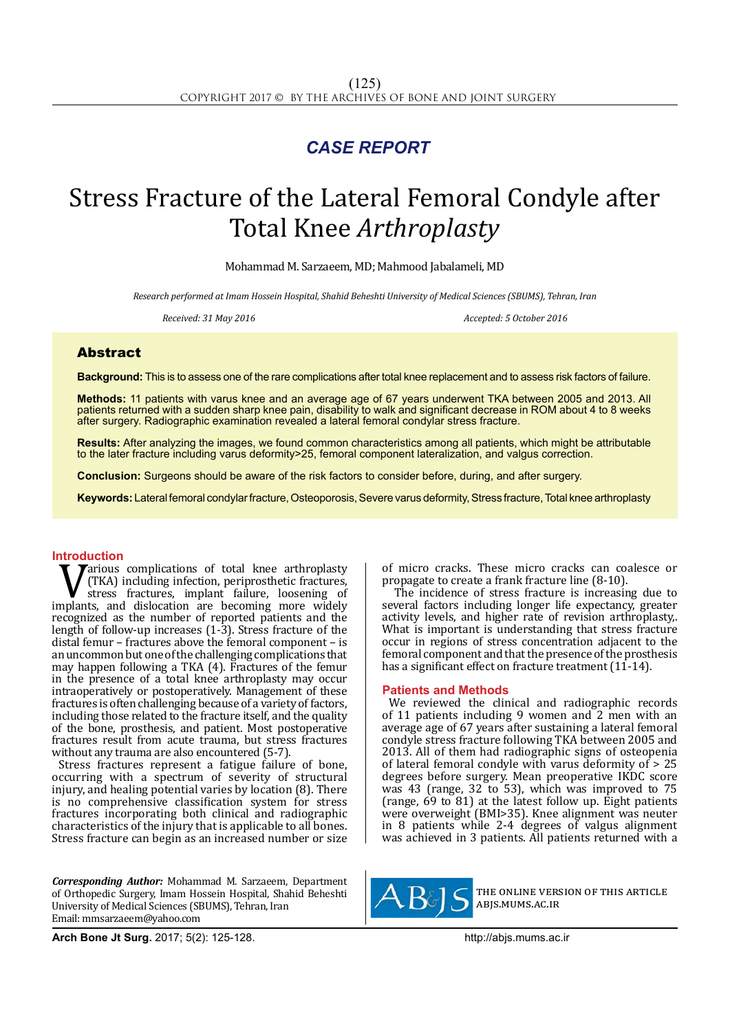*CASE REPORT*

# Stress Fracture of the Lateral Femoral Condyle after Total Knee *Arthroplasty*

Mohammad M. Sarzaeem, MD; Mahmood Jabalameli, MD

*Research performed at Imam Hossein Hospital, Shahid Beheshti University of Medical Sciences (SBUMS), Tehran, Iran*

*Received: 31 May 2016* *Accepted: 5 October 2016*

## Abstract

**Background:** This is to assess one of the rare complications after total knee replacement and to assess risk factors of failure.

**Methods:** 11 patients with varus knee and an average age of 67 years underwent TKA between 2005 and 2013. All patients returned with a sudden sharp knee pain, disability to walk and significant decrease in ROM about 4 to 8 weeks after surgery. Radiographic examination revealed a lateral femoral condylar stress fracture.

**Results:** After analyzing the images, we found common characteristics among all patients, which might be attributable to the later fracture including varus deformity>25, femoral component lateralization, and valgus correction.

**Conclusion:** Surgeons should be aware of the risk factors to consider before, during, and after surgery.

**Keywords:** Lateral femoral condylar fracture, Osteoporosis, Severe varus deformity, Stress fracture, Total knee arthroplasty

## Introduction

Various complications of total knee arthroplasty (TKA) including infection, periprosthetic fractures, stress fractures, implant failure, loosening of implants, and dislocation are becoming more widely recognized as the number of reported patients and the length of follow-up increases (1-3). Stress fracture of the distal femur – fractures above the femoral component – is an uncommon but one of the challenging complications that may happen following a TKA (4). Fractures of the femur in the presence of a total knee arthroplasty may occur intraoperatively or postoperatively. Management of these fractures is often challenging because of a variety of factors, including those related to the fracture itself, and the quality of the bone, prosthesis, and patient. Most postoperative fractures result from acute trauma, but stress fractures without any trauma are also encountered (5-7).

Stress fractures represent a fatigue failure of bone, occurring with a spectrum of severity of structural injury, and healing potential varies by location (8). There is no comprehensive classification system for stress fractures incorporating both clinical and radiographic characteristics of the injury that is applicable to all bones. Stress fracture can begin as an increased number or size of micro cracks. These micro cracks can coalesce or propagate to create a frank fracture line (8-10).

The incidence of stress fracture is increasing due to several factors including longer life expectancy, greater activity levels, and higher rate of revision arthroplasty,. What is important is understanding that stress fracture occur in regions of stress concentration adjacent to the femoral component and that the presence of the prosthesis has a significant effect on fracture treatment (11-14).

## Patients and Methods

We reviewed the clinical and radiographic records of 11 patients including 9 women and 2 men with an average age of 67 years after sustaining a lateral femoral condyle stress fracture following TKA between 2005 and 2013. All of them had radiographic signs of osteopenia of lateral femoral condyle with varus deformity of > 25 degrees before surgery. Mean preoperative IKDC score was 43 (range, 32 to 53), which was improved to 75 (range, 69 to 81) at the latest follow up. Eight patients were overweight (BMI>35). Knee alignment was neuter in 8 patients while 2-4 degrees of valgus alignment was achieved in 3 patients. All patients returned with a

*Corresponding Author:* Mohammad M. Sarzaeem, Department of Orthopedic Surgery, Imam Hossein Hospital, Shahid Beheshti University of Medical Sciences (SBUMS), Tehran, Iran
Email: mmsarzaeem@yahoo.com

THE ONLINE VERSION OF THIS ARTICLE ABJS.MUMS.AC.IR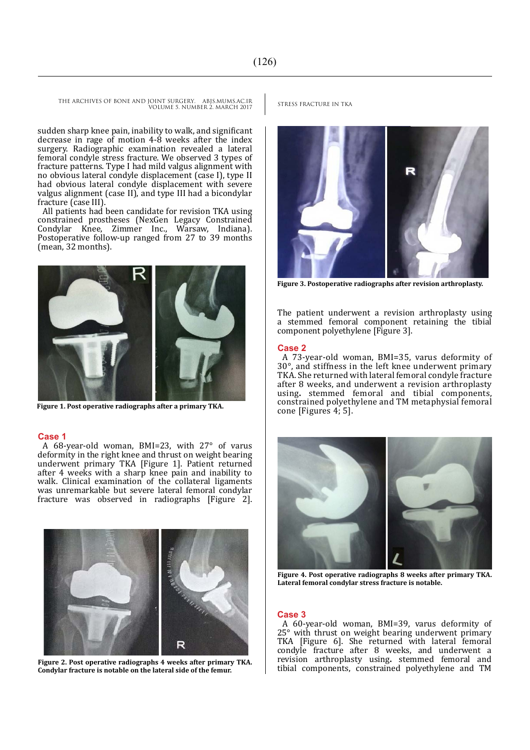sudden sharp knee pain, inability to walk, and significant decrease in rage of motion 4-8 weeks after the index surgery. Radiographic examination revealed a lateral femoral condyle stress fracture. We observed 3 types of fracture patterns. Type I had mild valgus alignment with no obvious lateral condyle displacement (case I), type II had obvious lateral condyle displacement with severe valgus alignment (case II), and type III had a bicondylar fracture (case III).

All patients had been candidate for revision TKA using constrained prostheses (NexGen Legacy Constrained Condylar Knee, Zimmer Inc., Warsaw, Indiana). Postoperative follow-up ranged from 27 to 39 months (mean, 32 months).

**Figure 1. Post operative radiographs after a primary TKA.**

## Case 1

A 68-year-old woman, BMI=23, with 27° of varus deformity in the right knee and thrust on weight bearing underwent primary TKA [Figure 1]. Patient returned after 4 weeks with a sharp knee pain and inability to walk. Clinical examination of the collateral ligaments was unremarkable but severe lateral femoral condylar fracture was observed in radiographs [Figure 2].

**Figure 2. Post operative radiographs 4 weeks after primary TKA. Condylar fracture is notable on the lateral side of the femur.**

**Figure 3. Postoperative radiographs after revision arthroplasty.**

The patient underwent a revision arthroplasty using a stemmed femoral component retaining the tibial component polyethylene [Figure 3].

## Case 2

A 73-year-old woman, BMI=35, varus deformity of 30°, and stiffness in the left knee underwent primary TKA. She returned with lateral femoral condyle fracture after 8 weeks, and underwent a revision arthroplasty using. stemmed femoral and tibial components, constrained polyethylene and TM metaphysial femoral cone [Figures 4; 5].

**Figure 4. Post operative radiographs 8 weeks after primary TKA. Lateral femoral condylar stress fracture is notable.**

## Case 3

A 60-year-old woman, BMI=39, varus deformity of 25° with thrust on weight bearing underwent primary TKA [Figure 6]. She returned with lateral femoral condyle fracture after 8 weeks, and underwent a revision arthroplasty using. stemmed femoral and tibial components, constrained polyethylene and TM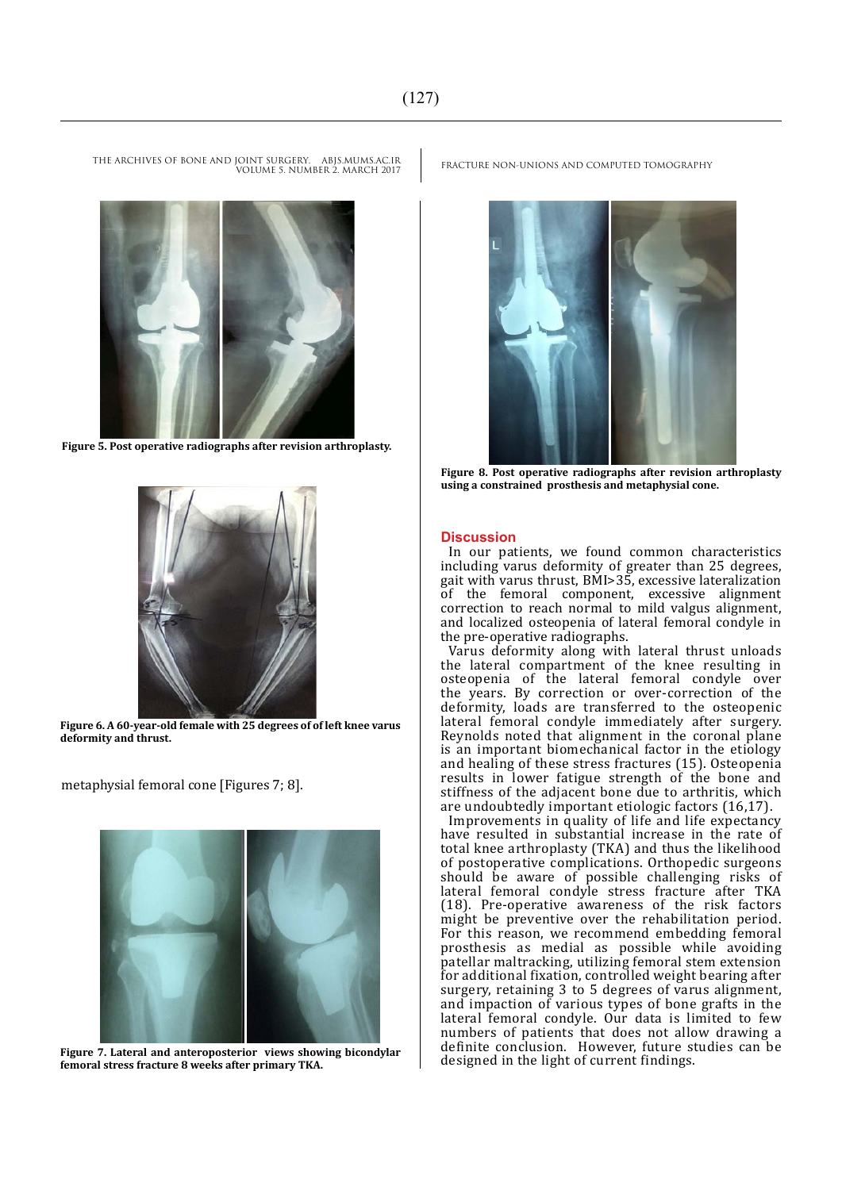Figure 5. Post operative radiographs after revision arthroplasty.

Figure 6. A 60-year-old female with 25 degrees of of left knee varus deformity and thrust.

metaphysial femoral cone [Figures 7; 8].

Figure 7. Lateral and anteroposterior views showing bicondylar femoral stress fracture 8 weeks after primary TKA.

Figure 8. Post operative radiographs after revision arthroplasty using a constrained prosthesis and metaphysial cone.

## Discussion

In our patients, we found common characteristics including varus deformity of greater than 25 degrees, gait with varus thrust, BMI>35, excessive lateralization of the femoral component, excessive alignment correction to reach normal to mild valgus alignment, and localized osteopenia of lateral femoral condyle in the pre-operative radiographs.

Varus deformity along with lateral thrust unloads the lateral compartment of the knee resulting in osteopenia of the lateral femoral condyle over the years. By correction or over-correction of the deformity, loads are transferred to the osteopenic lateral femoral condyle immediately after surgery. Reynolds noted that alignment in the coronal plane is an important biomechanical factor in the etiology and healing of these stress fractures (15). Osteopenia results in lower fatigue strength of the bone and stiffness of the adjacent bone due to arthritis, which are undoubtedly important etiologic factors (16,17).

Improvements in quality of life and life expectancy have resulted in substantial increase in the rate of total knee arthroplasty (TKA) and thus the likelihood of postoperative complications. Orthopedic surgeons should be aware of possible challenging risks of lateral femoral condyle stress fracture after TKA (18). Pre-operative awareness of the risk factors might be preventive over the rehabilitation period. For this reason, we recommend embedding femoral prosthesis as medial as possible while avoiding patellar maltracking, utilizing femoral stem extension for additional fixation, controlled weight bearing after surgery, retaining 3 to 5 degrees of varus alignment, and impaction of various types of bone grafts in the lateral femoral condyle. Our data is limited to few numbers of patients that does not allow drawing a definite conclusion. However, future studies can be designed in the light of current findings.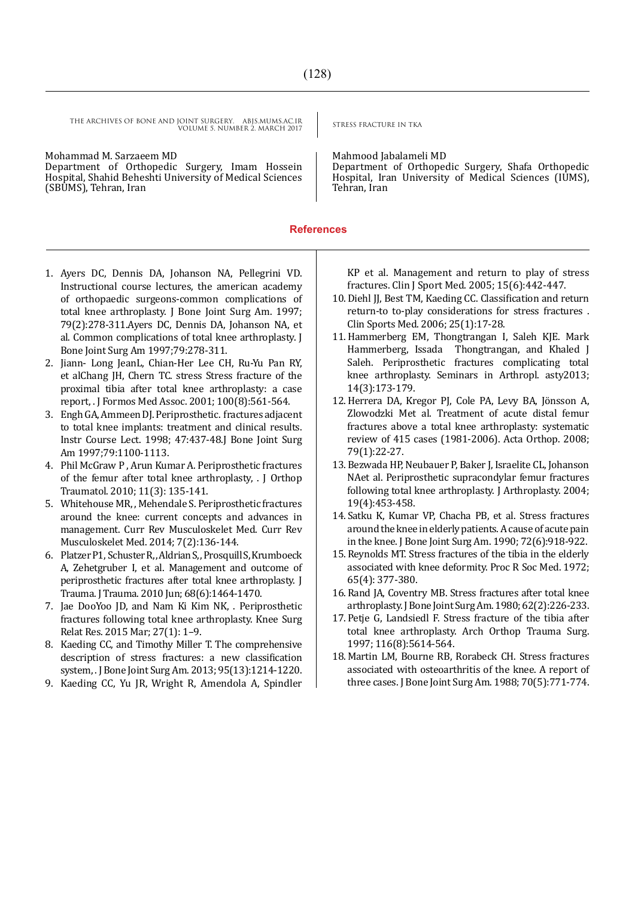Mohammad M. Sarzaeem MD
Department of Orthopedic Surgery, Imam Hossein Hospital, Shahid Beheshti University of Medical Sciences (SBUMS), Tehran, Iran

Mahmood Jabalameli MD
Department of Orthopedic Surgery, Shafa Orthopedic Hospital, Iran University of Medical Sciences (IUMS), Tehran, Iran

## References

1. Ayers DC, Dennis DA, Johanson NA, Pellegrini VD. Instructional course lectures, the american academy of orthopaedic surgeons-common complications of total knee arthroplasty. J Bone Joint Surg Am. 1997; 79(2):278-311.Ayers DC, Dennis DA, Johanson NA, et al. Common complications of total knee arthroplasty. J Bone Joint Surg Am 1997;79:278-311.
2. Jiann- Long JeanL, Chian-Her Lee CH, Ru-Yu Pan RY, et alChang JH, Chern TC. stress Stress fracture of the proximal tibia after total knee arthroplasty: a case report, . J Formos Med Assoc. 2001; 100(8):561-564.
3. Engh GA, Ammeen DJ. Periprosthetic. fractures adjacent to total knee implants: treatment and clinical results. Instr Course Lect. 1998; 47:437-48.J Bone Joint Surg Am 1997;79:1100-1113.
4. Phil McGraw P , Arun Kumar A. Periprosthetic fractures of the femur after total knee arthroplasty, . J Orthop Traumatol. 2010; 11(3): 135-141.
5. Whitehouse MR, , Mehendale S. Periprosthetic fractures around the knee: current concepts and advances in management. Curr Rev Musculoskelet Med. Curr Rev Musculoskelet Med. 2014; 7(2):136-144.
6. Platzer P1, Schuster R, , Aldrian S, , Prosquill S, Krumboeck A, Zehetgruber I, et al. Management and outcome of periprosthetic fractures after total knee arthroplasty. J Trauma. J Trauma. 2010 Jun; 68(6):1464-1470.
7. Jae DooYoo JD, and Nam Ki Kim NK, . Periprosthetic fractures following total knee arthroplasty. Knee Surg Relat Res. 2015 Mar; 27(1): 1–9.
8. Kaeding CC, and Timothy Miller T. The comprehensive description of stress fractures: a new classification system, . J Bone Joint Surg Am. 2013; 95(13):1214-1220.
9. Kaeding CC, Yu JR, Wright R, Amendola A, Spindler KP et al. Management and return to play of stress fractures. Clin J Sport Med. 2005; 15(6):442-447.
10. Diehl JJ, Best TM, Kaeding CC. Classification and return return-to-play considerations for stress fractures . Clin Sports Med. 2006; 25(1):17-28.
11. Hammerberg EM, Thongtrangan I, Saleh KJE. Mark Hammerberg, Issada Thongtrangan, and Khaled J Saleh. Periprosthetic fractures complicating total knee arthroplasty. Seminars in Arthropl. asty2013; 14(3):173-179.
12. Herrera DA, Kregor PJ, Cole PA, Levy BA, Jönsson A, Zlowodzki Met al. Treatment of acute distal femur fractures above a total knee arthroplasty: systematic review of 415 cases (1981-2006). Acta Orthop. 2008; 79(1):22-27.
13. Bezwada HP, Neubauer P, Baker J, Israelite CL, Johanson NAet al. Periprosthetic supracondylar femur fractures following total knee arthroplasty. J Arthroplasty. 2004; 19(4):453-458.
14. Satku K, Kumar VP, Chacha PB, et al. Stress fractures around the knee in elderly patients. A cause of acute pain in the knee. J Bone Joint Surg Am. 1990; 72(6):918-922.
15. Reynolds MT. Stress fractures of the tibia in the elderly associated with knee deformity. Proc R Soc Med. 1972; 65(4): 377-380.
16. Rand JA, Coventry MB. Stress fractures after total knee arthroplasty. J Bone Joint Surg Am. 1980; 62(2):226-233.
17. Petje G, Landsiedl F. Stress fracture of the tibia after total knee arthroplasty. Arch Orthop Trauma Surg. 1997; 116(8):5614-564.
18. Martin LM, Bourne RB, Rorabeck CH. Stress fractures associated with osteoarthritis of the knee. A report of three cases. J Bone Joint Surg Am. 1988; 70(5):771-774.